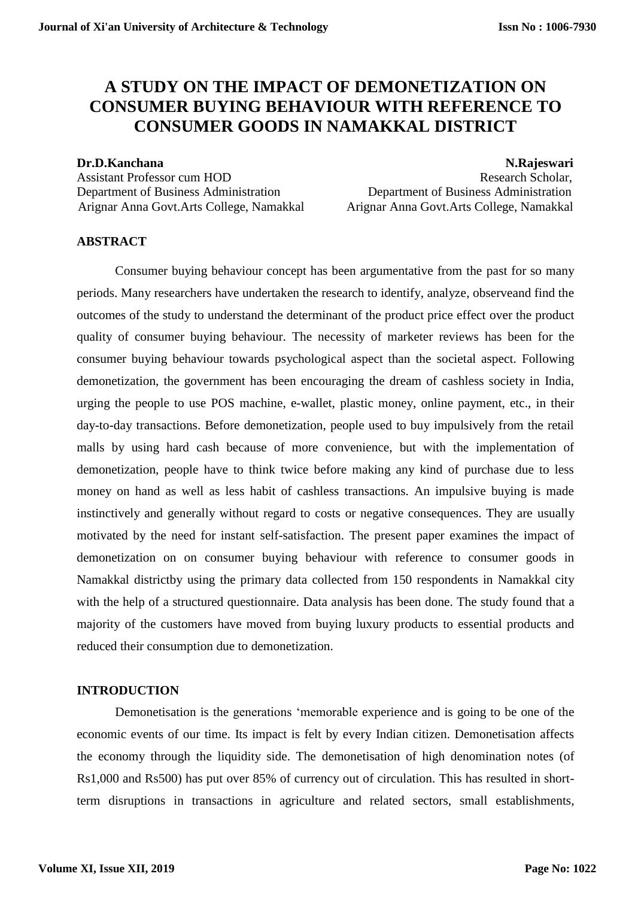# A STUDY ON THE IMPACT OF DEMONETIZATION ON CONSUMER BUYING BEHAVIOUR WITH REFERENCE TO CONSUMER GOODS IN NAMAKKAL DISTRICT

**Dr.D.Kanchana**
Assistant Professor cum HOD
Department of Business Administration
Arignar Anna Govt.Arts College, Namakkal

**N.Rajeswari**
Research Scholar,
Department of Business Administration
Arignar Anna Govt.Arts College, Namakkal

## ABSTRACT

Consumer buying behaviour concept has been argumentative from the past for so many periods. Many researchers have undertaken the research to identify, analyze, observeand find the outcomes of the study to understand the determinant of the product price effect over the product quality of consumer buying behaviour. The necessity of marketer reviews has been for the consumer buying behaviour towards psychological aspect than the societal aspect. Following demonetization, the government has been encouraging the dream of cashless society in India, urging the people to use POS machine, e-wallet, plastic money, online payment, etc., in their day-to-day transactions. Before demonetization, people used to buy impulsively from the retail malls by using hard cash because of more convenience, but with the implementation of demonetization, people have to think twice before making any kind of purchase due to less money on hand as well as less habit of cashless transactions. An impulsive buying is made instinctively and generally without regard to costs or negative consequences. They are usually motivated by the need for instant self-satisfaction. The present paper examines the impact of demonetization on on consumer buying behaviour with reference to consumer goods in Namakkal districtby using the primary data collected from 150 respondents in Namakkal city with the help of a structured questionnaire. Data analysis has been done. The study found that a majority of the customers have moved from buying luxury products to essential products and reduced their consumption due to demonetization.

## INTRODUCTION

Demonetisation is the generations 'memorable experience and is going to be one of the economic events of our time. Its impact is felt by every Indian citizen. Demonetisation affects the economy through the liquidity side. The demonetisation of high denomination notes (of Rs1,000 and Rs500) has put over 85% of currency out of circulation. This has resulted in short-term disruptions in transactions in agriculture and related sectors, small establishments,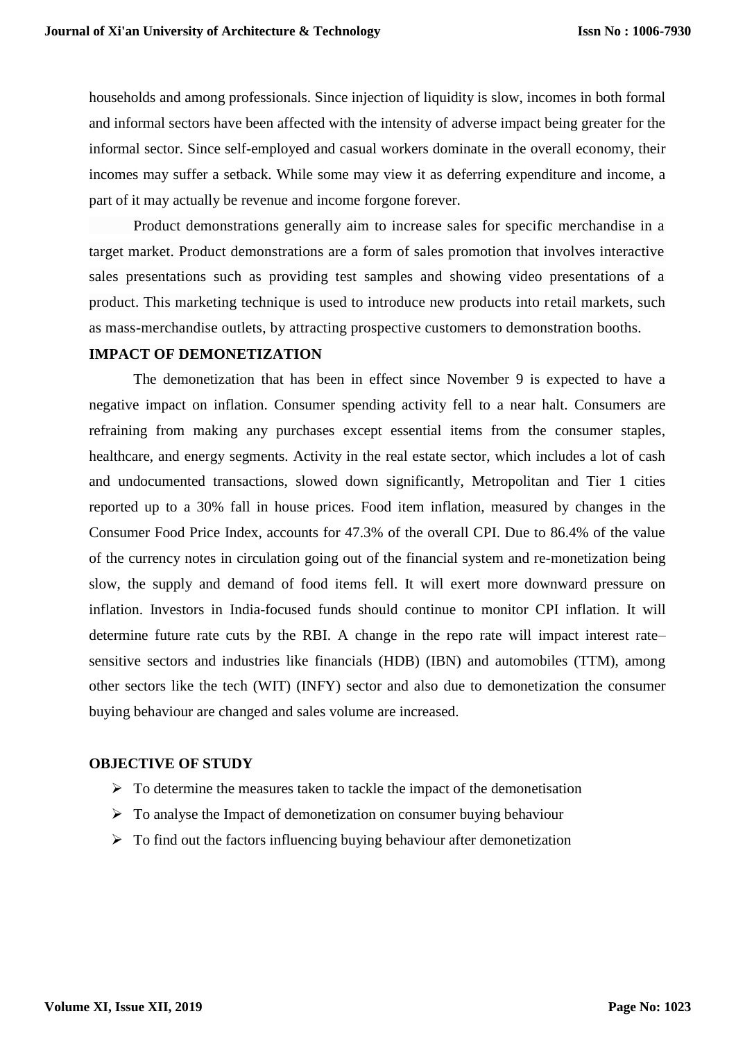households and among professionals. Since injection of liquidity is slow, incomes in both formal and informal sectors have been affected with the intensity of adverse impact being greater for the informal sector. Since self-employed and casual workers dominate in the overall economy, their incomes may suffer a setback. While some may view it as deferring expenditure and income, a part of it may actually be revenue and income forgone forever.

Product demonstrations generally aim to increase sales for specific merchandise in a target market. Product demonstrations are a form of sales promotion that involves interactive sales presentations such as providing test samples and showing video presentations of a product. This marketing technique is used to introduce new products into retail markets, such as mass-merchandise outlets, by attracting prospective customers to demonstration booths.

## IMPACT OF DEMONETIZATION

The demonetization that has been in effect since November 9 is expected to have a negative impact on inflation. Consumer spending activity fell to a near halt. Consumers are refraining from making any purchases except essential items from the consumer staples, healthcare, and energy segments. Activity in the real estate sector, which includes a lot of cash and undocumented transactions, slowed down significantly, Metropolitan and Tier 1 cities reported up to a 30% fall in house prices. Food item inflation, measured by changes in the Consumer Food Price Index, accounts for 47.3% of the overall CPI. Due to 86.4% of the value of the currency notes in circulation going out of the financial system and re-monetization being slow, the supply and demand of food items fell. It will exert more downward pressure on inflation. Investors in India-focused funds should continue to monitor CPI inflation. It will determine future rate cuts by the RBI. A change in the repo rate will impact interest rate–sensitive sectors and industries like financials (HDB) (IBN) and automobiles (TTM), among other sectors like the tech (WIT) (INFY) sector and also due to demonetization the consumer buying behaviour are changed and sales volume are increased.

## OBJECTIVE OF STUDY

- To determine the measures taken to tackle the impact of the demonetisation
- To analyse the Impact of demonetization on consumer buying behaviour
- To find out the factors influencing buying behaviour after demonetization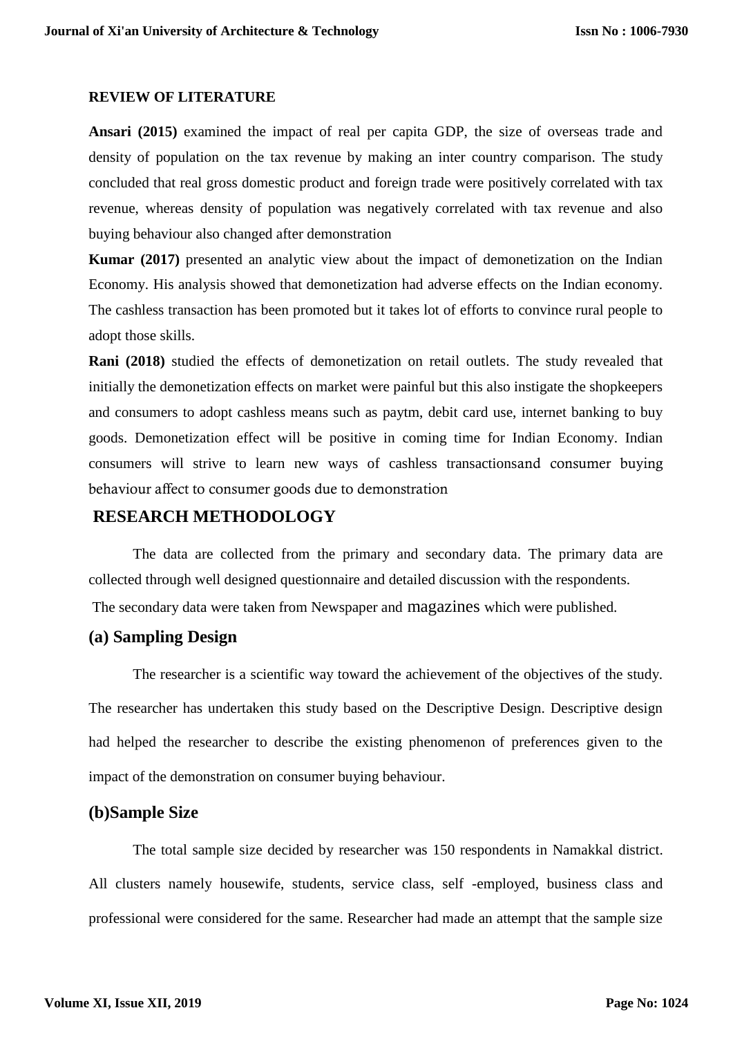## REVIEW OF LITERATURE

**Ansari (2015)** examined the impact of real per capita GDP, the size of overseas trade and density of population on the tax revenue by making an inter country comparison. The study concluded that real gross domestic product and foreign trade were positively correlated with tax revenue, whereas density of population was negatively correlated with tax revenue and also buying behaviour also changed after demonstration

**Kumar (2017)** presented an analytic view about the impact of demonetization on the Indian Economy. His analysis showed that demonetization had adverse effects on the Indian economy. The cashless transaction has been promoted but it takes lot of efforts to convince rural people to adopt those skills.

**Rani (2018)** studied the effects of demonetization on retail outlets. The study revealed that initially the demonetization effects on market were painful but this also instigate the shopkeepers and consumers to adopt cashless means such as paytm, debit card use, internet banking to buy goods. Demonetization effect will be positive in coming time for Indian Economy. Indian consumers will strive to learn new ways of cashless transactionsand consumer buying behaviour affect to consumer goods due to demonstration

## RESEARCH METHODOLOGY

The data are collected from the primary and secondary data. The primary data are collected through well designed questionnaire and detailed discussion with the respondents.

The secondary data were taken from Newspaper and magazines which were published.

### (a) Sampling Design

The researcher is a scientific way toward the achievement of the objectives of the study. The researcher has undertaken this study based on the Descriptive Design. Descriptive design had helped the researcher to describe the existing phenomenon of preferences given to the impact of the demonstration on consumer buying behaviour.

### (b)Sample Size

The total sample size decided by researcher was 150 respondents in Namakkal district. All clusters namely housewife, students, service class, self -employed, business class and professional were considered for the same. Researcher had made an attempt that the sample size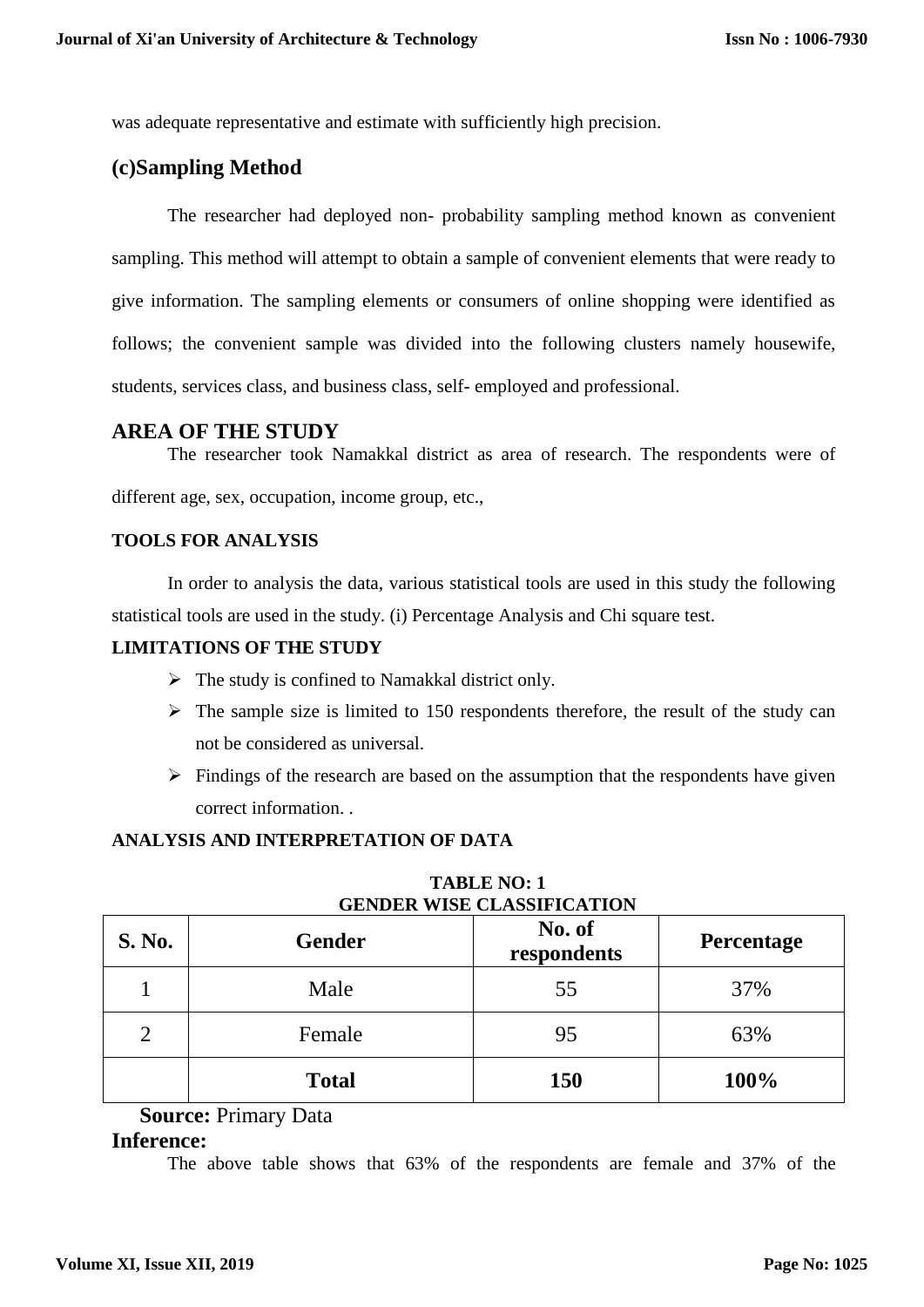was adequate representative and estimate with sufficiently high precision.

## (c)Sampling Method

The researcher had deployed non- probability sampling method known as convenient sampling. This method will attempt to obtain a sample of convenient elements that were ready to give information. The sampling elements or consumers of online shopping were identified as follows; the convenient sample was divided into the following clusters namely housewife, students, services class, and business class, self- employed and professional.

## AREA OF THE STUDY

The researcher took Namakkal district as area of research. The respondents were of different age, sex, occupation, income group, etc.,

### TOOLS FOR ANALYSIS

In order to analysis the data, various statistical tools are used in this study the following statistical tools are used in the study. (i) Percentage Analysis and Chi square test.

### LIMITATIONS OF THE STUDY

- The study is confined to Namakkal district only.
- The sample size is limited to 150 respondents therefore, the result of the study can not be considered as universal.
- Findings of the research are based on the assumption that the respondents have given correct information. .

### ANALYSIS AND INTERPRETATION OF DATA

**TABLE NO: 1**
**GENDER WISE CLASSIFICATION**

| S. No. | Gender | No. of respondents | Percentage |
|---|---|---|---|
| 1 | Male | 55 | 37% |
| 2 | Female | 95 | 63% |
| | **Total** | **150** | **100%** |

**Source:** Primary Data

**Inference:**

The above table shows that 63% of the respondents are female and 37% of the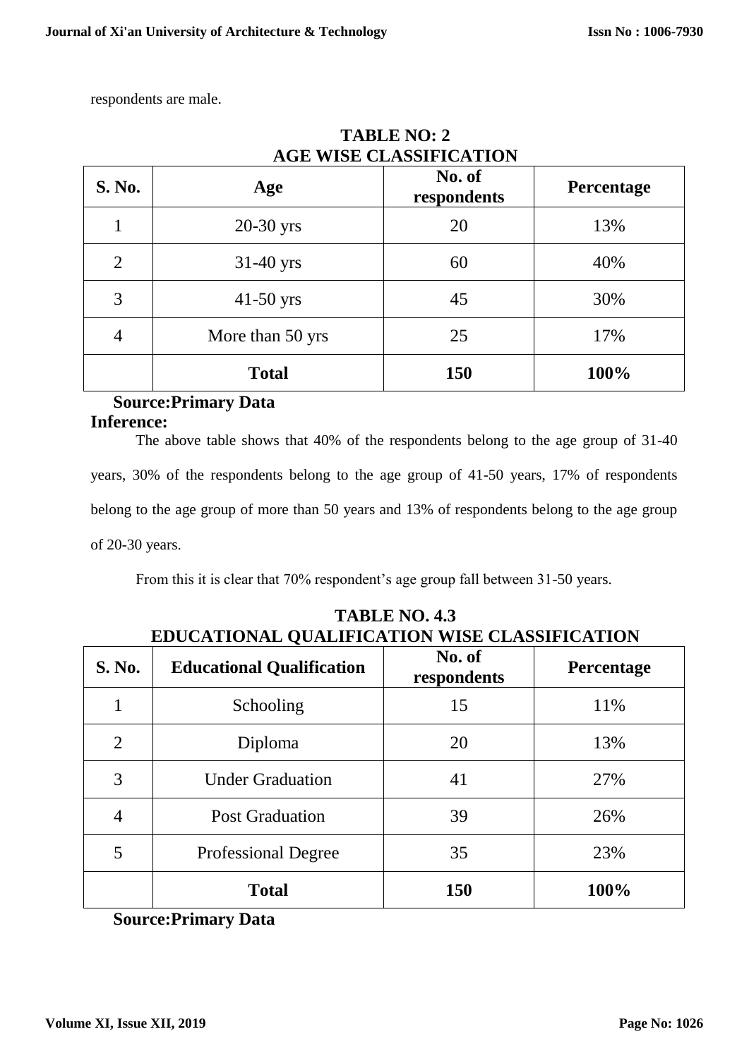respondents are male.

**TABLE NO: 2**
**AGE WISE CLASSIFICATION**

| S. No. | Age | No. of respondents | Percentage |
|---|---|---|---|
| 1 | 20-30 yrs | 20 | 13% |
| 2 | 31-40 yrs | 60 | 40% |
| 3 | 41-50 yrs | 45 | 30% |
| 4 | More than 50 yrs | 25 | 17% |
| | **Total** | **150** | **100%** |

**Source:Primary Data**

**Inference:**

The above table shows that 40% of the respondents belong to the age group of 31-40 years, 30% of the respondents belong to the age group of 41-50 years, 17% of respondents belong to the age group of more than 50 years and 13% of respondents belong to the age group of 20-30 years.

From this it is clear that 70% respondent's age group fall between 31-50 years.

**TABLE NO. 4.3**
**EDUCATIONAL QUALIFICATION WISE CLASSIFICATION**

| S. No. | Educational Qualification | No. of respondents | Percentage |
|---|---|---|---|
| 1 | Schooling | 15 | 11% |
| 2 | Diploma | 20 | 13% |
| 3 | Under Graduation | 41 | 27% |
| 4 | Post Graduation | 39 | 26% |
| 5 | Professional Degree | 35 | 23% |
| | **Total** | **150** | **100%** |

**Source:Primary Data**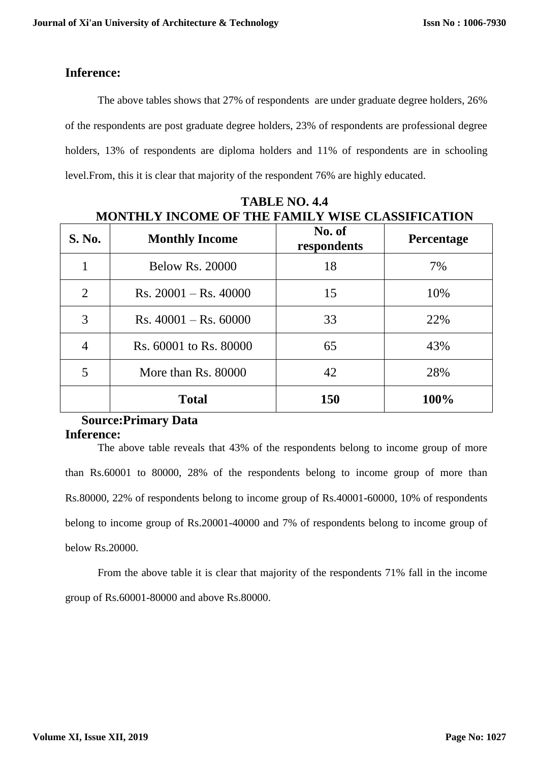## Inference:

The above tables shows that 27% of respondents are under graduate degree holders, 26% of the respondents are post graduate degree holders, 23% of respondents are professional degree holders, 13% of respondents are diploma holders and 11% of respondents are in schooling level.From, this it is clear that majority of the respondent 76% are highly educated.

**TABLE NO. 4.4**
**MONTHLY INCOME OF THE FAMILY WISE CLASSIFICATION**

| S. No. | Monthly Income | No. of respondents | Percentage |
|---|---|---|---|
| 1 | Below Rs. 20000 | 18 | 7% |
| 2 | Rs. 20001 – Rs. 40000 | 15 | 10% |
| 3 | Rs. 40001 – Rs. 60000 | 33 | 22% |
| 4 | Rs. 60001 to Rs. 80000 | 65 | 43% |
| 5 | More than Rs. 80000 | 42 | 28% |
| | **Total** | **150** | **100%** |

**Source:Primary Data**

## Inference:

The above table reveals that 43% of the respondents belong to income group of more than Rs.60001 to 80000, 28% of the respondents belong to income group of more than Rs.80000, 22% of respondents belong to income group of Rs.40001-60000, 10% of respondents belong to income group of Rs.20001-40000 and 7% of respondents belong to income group of below Rs.20000.

From the above table it is clear that majority of the respondents 71% fall in the income group of Rs.60001-80000 and above Rs.80000.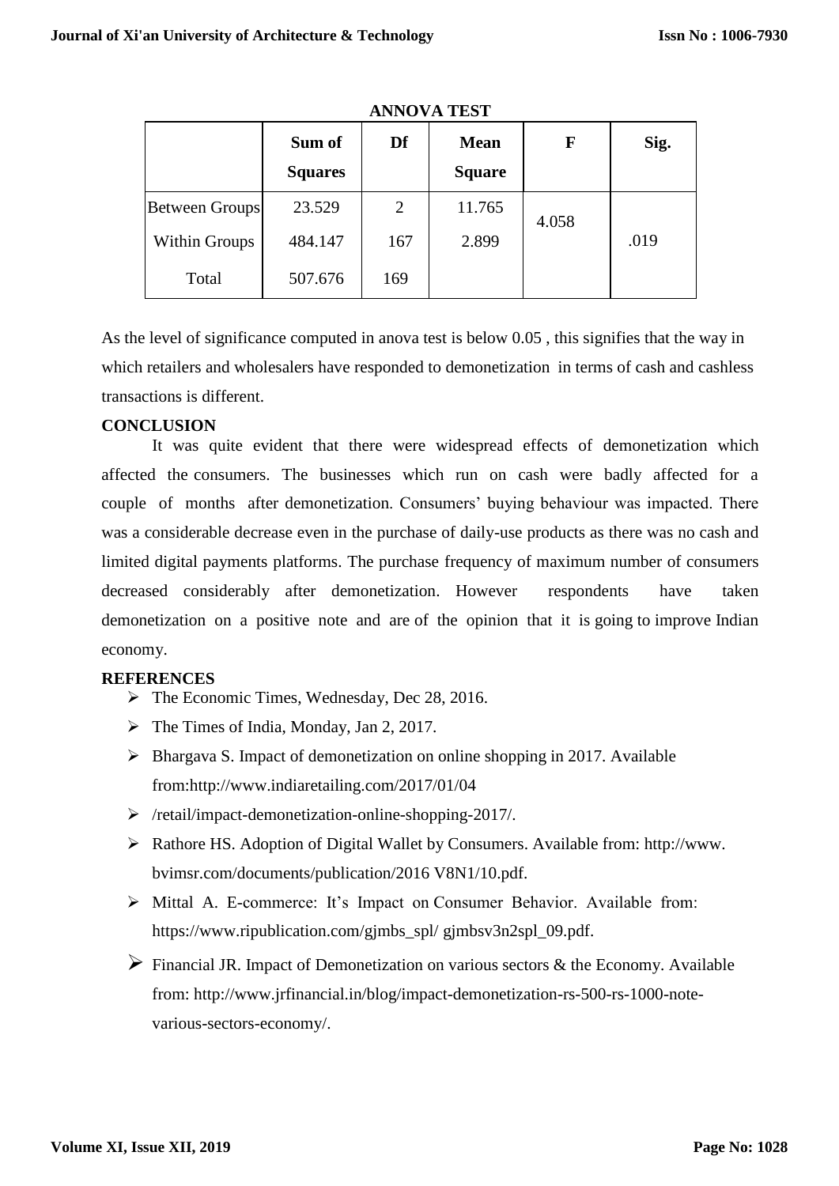**ANNOVA TEST**

| | Sum of Squares | Df | Mean Square | F | Sig. |
|---|---|---|---|---|---|
| Between Groups | 23.529 | 2 | 11.765 | 4.058 | .019 |
| Within Groups | 484.147 | 167 | 2.899 | | |
| Total | 507.676 | 169 | | | |

As the level of significance computed in anova test is below 0.05 , this signifies that the way in which retailers and wholesalers have responded to demonetization in terms of cash and cashless transactions is different.

**CONCLUSION**

It was quite evident that there were widespread effects of demonetization which affected the consumers. The businesses which run on cash were badly affected for a couple of months after demonetization. Consumers' buying behaviour was impacted. There was a considerable decrease even in the purchase of daily-use products as there was no cash and limited digital payments platforms. The purchase frequency of maximum number of consumers decreased considerably after demonetization. However respondents have taken demonetization on a positive note and are of the opinion that it is going to improve Indian economy.

**REFERENCES**

- The Economic Times, Wednesday, Dec 28, 2016.
- The Times of India, Monday, Jan 2, 2017.
- Bhargava S. Impact of demonetization on online shopping in 2017. Available from:http://www.indiaretailing.com/2017/01/04
- /retail/impact-demonetization-online-shopping-2017/.
- Rathore HS. Adoption of Digital Wallet by Consumers. Available from: http://www. bvimsr.com/documents/publication/2016 V8N1/10.pdf.
- Mittal A. E-commerce: It's Impact on Consumer Behavior. Available from: https://www.ripublication.com/gjmbs_spl/ gjmbsv3n2spl_09.pdf.
- Financial JR. Impact of Demonetization on various sectors & the Economy. Available from: http://www.jrfinancial.in/blog/impact-demonetization-rs-500-rs-1000-note-various-sectors-economy/.